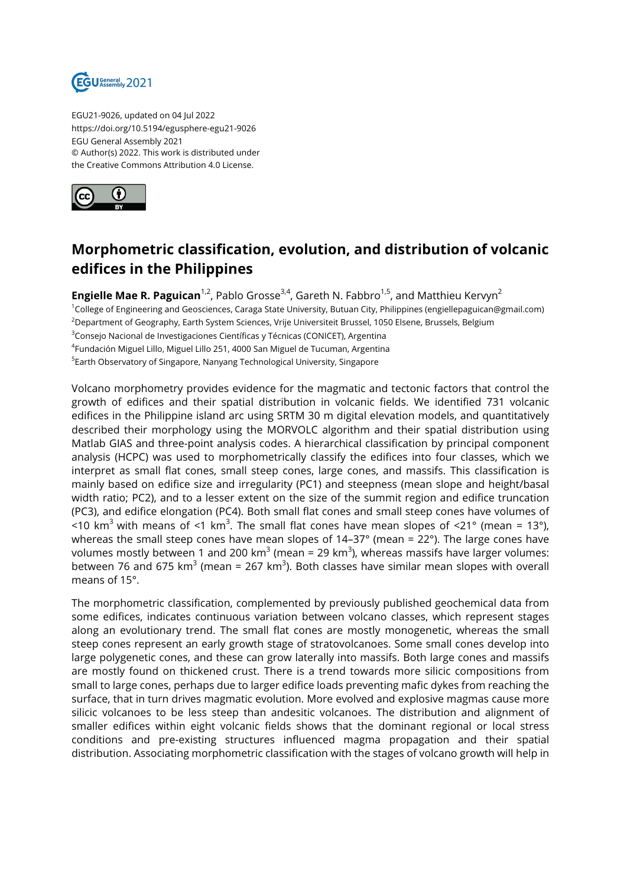EGU21-9026, updated on 04 Jul 2022
https://doi.org/10.5194/egusphere-egu21-9026
EGU General Assembly 2021
© Author(s) 2022. This work is distributed under
the Creative Commons Attribution 4.0 License.

# Morphometric classification, evolution, and distribution of volcanic edifices in the Philippines

**Engielle Mae R. Paguican**[1,2], Pablo Grosse[3,4], Gareth N. Fabbro[1,5], and Matthieu Kervyn[2]

[1]College of Engineering and Geosciences, Caraga State University, Butuan City, Philippines (engielle​paguican@gmail.com)
[2]Department of Geography, Earth System Sciences, Vrije Universiteit Brussel, 1050 Elsene, Brussels, Belgium
[3]Consejo Nacional de Investigaciones Científicas y Técnicas (CONICET), Argentina
[4]Fundación Miguel Lillo, Miguel Lillo 251, 4000 San Miguel de Tucuman, Argentina
[5]Earth Observatory of Singapore, Nanyang Technological University, Singapore

Volcano morphometry provides evidence for the magmatic and tectonic factors that control the growth of edifices and their spatial distribution in volcanic fields. We identified 731 volcanic edifices in the Philippine island arc using SRTM 30 m digital elevation models, and quantitatively described their morphology using the MORVOLC algorithm and their spatial distribution using Matlab GIAS and three-point analysis codes. A hierarchical classification by principal component analysis (HCPC) was used to morphometrically classify the edifices into four classes, which we interpret as small flat cones, small steep cones, large cones, and massifs. This classification is mainly based on edifice size and irregularity (PC1) and steepness (mean slope and height/basal width ratio; PC2), and to a lesser extent on the size of the summit region and edifice truncation (PC3), and edifice elongation (PC4). Both small flat cones and small steep cones have volumes of <10 km$^3$ with means of <1 km$^3$. The small flat cones have mean slopes of <21° (mean = 13°), whereas the small steep cones have mean slopes of 14–37° (mean = 22°). The large cones have volumes mostly between 1 and 200 km$^3$ (mean = 29 km$^3$), whereas massifs have larger volumes: between 76 and 675 km$^3$ (mean = 267 km$^3$). Both classes have similar mean slopes with overall means of 15°.

The morphometric classification, complemented by previously published geochemical data from some edifices, indicates continuous variation between volcano classes, which represent stages along an evolutionary trend. The small flat cones are mostly monogenetic, whereas the small steep cones represent an early growth stage of stratovolcanoes. Some small cones develop into large polygenetic cones, and these can grow laterally into massifs. Both large cones and massifs are mostly found on thickened crust. There is a trend towards more silicic compositions from small to large cones, perhaps due to larger edifice loads preventing mafic dykes from reaching the surface, that in turn drives magmatic evolution. More evolved and explosive magmas cause more silicic volcanoes to be less steep than andesitic volcanoes. The distribution and alignment of smaller edifices within eight volcanic fields shows that the dominant regional or local stress conditions and pre-existing structures influenced magma propagation and their spatial distribution. Associating morphometric classification with the stages of volcano growth will help in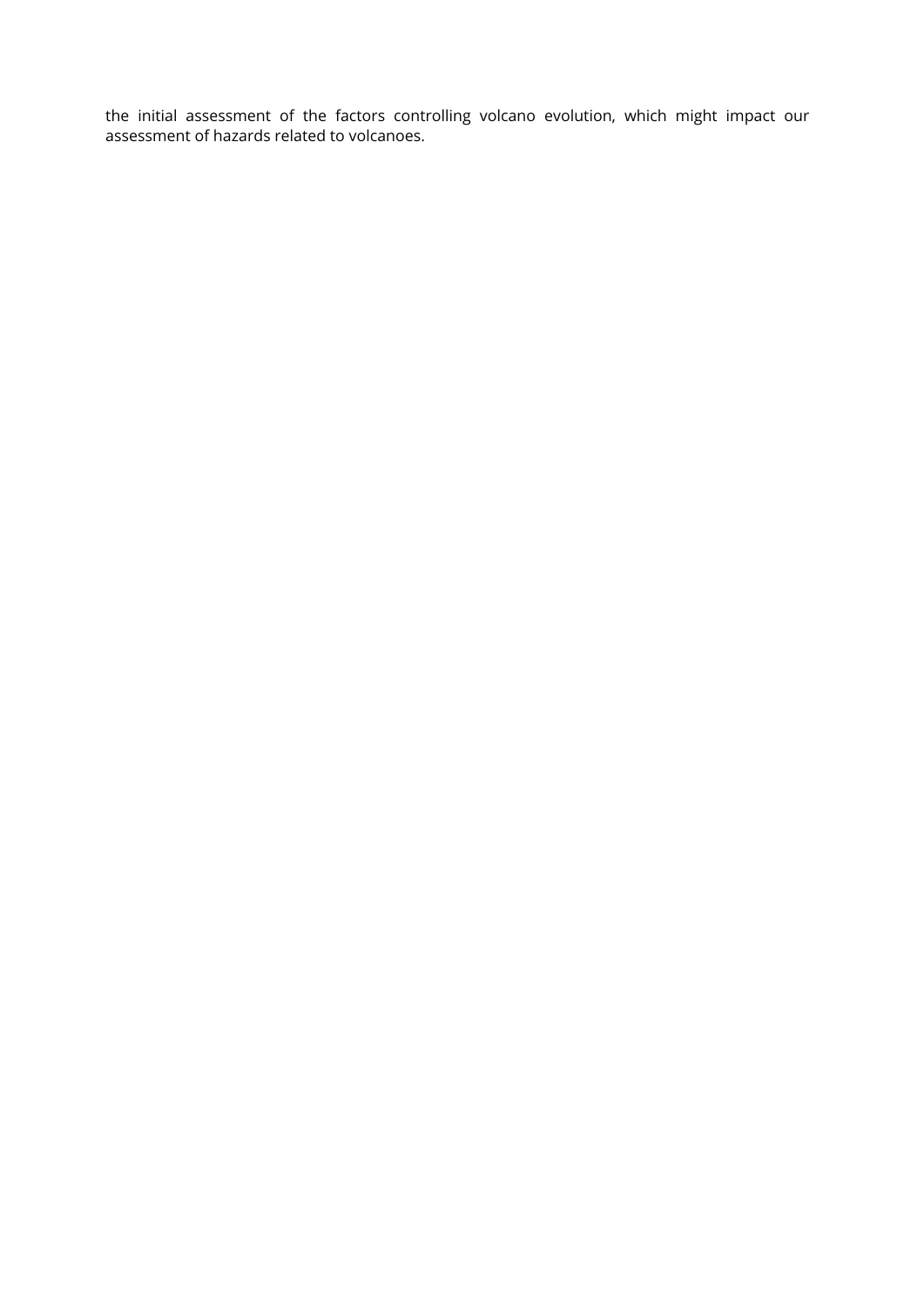the initial assessment of the factors controlling volcano evolution, which might impact our assessment of hazards related to volcanoes.